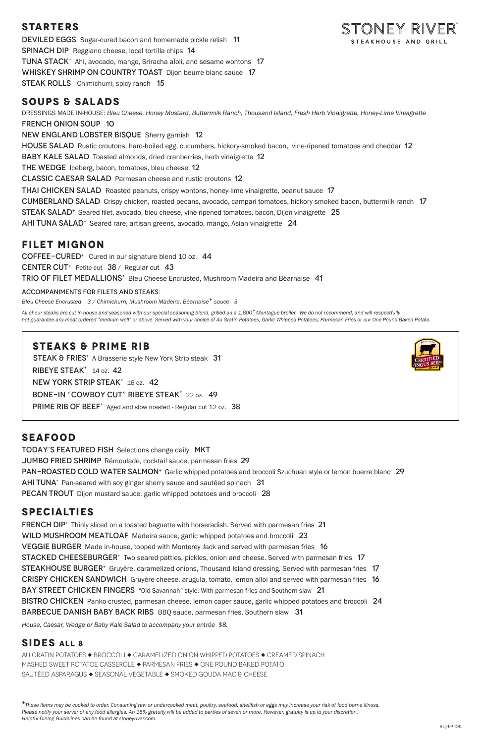STONEY RIVER® STEAKHOUSE AND GRILL

## STARTERS

DEVILED EGGS Sugar-cured bacon and homemade pickle relish 11

SPINACH DIP Reggiano cheese, local tortilla chips 14

TUNA STACK+ Ahi, avocado, mango, Sriracha aÏoli, and sesame wontons 17

WHISKEY SHRIMP ON COUNTRY TOAST Dijon beurre blanc sauce 17

STEAK ROLLS Chimichurri, spicy ranch 15

## SOUPS & SALADS

DRESSINGS MADE IN-HOUSE: *Bleu Cheese, Honey Mustard, Buttermilk Ranch, Thousand Island, Fresh Herb Vinaigrette, Honey-Lime Vinaigrette*

FRENCH ONION SOUP 10

NEW ENGLAND LOBSTER BISQUE Sherry garnish 12

HOUSE SALAD Rustic croutons, hard-boiled egg, cucumbers, hickory-smoked bacon, vine-ripened tomatoes and cheddar 12

BABY KALE SALAD Toasted almonds, dried cranberries, herb vinaigrette 12

THE WEDGE Iceberg, bacon, tomatoes, bleu cheese 12

CLASSIC CAESAR SALAD Parmesan cheese and rustic croutons 12

THAI CHICKEN SALAD Roasted peanuts, crispy wontons, honey-lime vinaigrette, peanut sauce 17

CUMBERLAND SALAD Crispy chicken, roasted pecans, avocado, campari tomatoes, hickory-smoked bacon, buttermilk ranch 17

STEAK SALAD+ Seared filet, avocado, bleu cheese, vine-ripened tomatoes, bacon, Dijon vinaigrette 25

AHI TUNA SALAD+ Seared rare, artisan greens, avocado, mango, Asian vinaigrette 24

## FILET MIGNON

COFFEE-CURED+ Cured in our signature blend 10 oz. 44

CENTER CUT+ Petite cut 38 / Regular cut 43

TRIO OF FILET MEDALLIONS+ Bleu Cheese Encrusted, Mushroom Madeira and Béarnaise 41

ACCOMPANIMENTS FOR FILETS AND STEAKS:

*Bleu Cheese Encrusted 3 / Chimichurri, Mushroom Madeira, Béarnaise+ sauce 3*

*All of our steaks are cut in-house and seasoned with our special seasoning blend, grilled on a 1,600° Montague broiler. We do not recommend, and will respectfully not guarantee any meat ordered "medium well" or above. Served with your choice of Au Gratin Potatoes, Garlic Whipped Potatoes, Parmesan Fries or our One Pound Baked Potato.*

## STEAKS & PRIME RIB

CERTIFIED ANGUS BEEF® BRAND

STEAK & FRIES+ A Brasserie style New York Strip steak 31

RIBEYE STEAK+ 14 oz. 42

NEW YORK STRIP STEAK+ 16 oz. 42

BONE-IN "COWBOY CUT" RIBEYE STEAK+ 22 oz. 49

PRIME RIB OF BEEF+ Aged and slow roasted - Regular cut 12 oz. 38

## SEAFOOD

TODAY'S FEATURED FISH Selections change daily MKT

JUMBO FRIED SHRIMP Rémoulade, cocktail sauce, parmesan fries 29

PAN-ROASTED COLD WATER SALMON+ Garlic whipped potatoes and broccoli Szuchuan style or lemon buerre blanc 29

AHI TUNA+ Pan-seared with soy ginger sherry sauce and sautéed spinach 31

PECAN TROUT Dijon mustard sauce, garlic whipped potatoes and broccoli 28

## SPECIALTIES

FRENCH DIP+ Thinly sliced on a toasted baguette with horseradish. Served with parmesan fries 21

WILD MUSHROOM MEATLOAF Madeira sauce, garlic whipped potatoes and broccoli 23

VEGGIE BURGER Made in-house, topped with Monterey Jack and served with parmesan fries 16

STACKED CHEESEBURGER+ Two seared patties, pickles, onion and cheese. Served with parmesan fries 17

STEAKHOUSE BURGER+ Gruyère, caramelized onions, Thousand Island dressing. Served with parmesan fries 17

CRISPY CHICKEN SANDWICH Gruyère cheese, arugula, tomato, lemon aïloi and served with parmesan fries 16

BAY STREET CHICKEN FINGERS "Old Savannah" style. With parmesan fries and Southern slaw 21

BISTRO CHICKEN Panko-crusted, parmesan cheese, lemon caper sauce, garlic whipped potatoes and broccoli 24

BARBECUE DANISH BABY BACK RIBS BBQ sauce, parmesan fries, Southern slaw 31

*House, Caesar, Wedge or Baby Kale Salad to accompany your entrée $8.*

## SIDES ALL 8

AU GRATIN POTATOES ◆ BROCCOLI ◆ CARAMELIZED ONION WHIPPED POTATOES ◆ CREAMED SPINACH
MASHED SWEET POTATOE CASSEROLE ◆ PARMESAN FRIES ◆ ONE POUND BAKED POTATO
SAUTÉED ASPARAGUS ◆ SEASONAL VEGETABLE ◆ SMOKED GOUDA MAC & CHEESE

*+These items may be cooked to order. Consuming raw or undercooked meat, poultry, seafood, shellfish or eggs may increase your risk of food borne illness. Please notify your server of any food allergies. An 18% gratuity will be added to parties of seven or more. However, gratuity is up to your discretion. Helpful Dining Guidelines can be found at stoneyriver.com.*

RU/PP CBL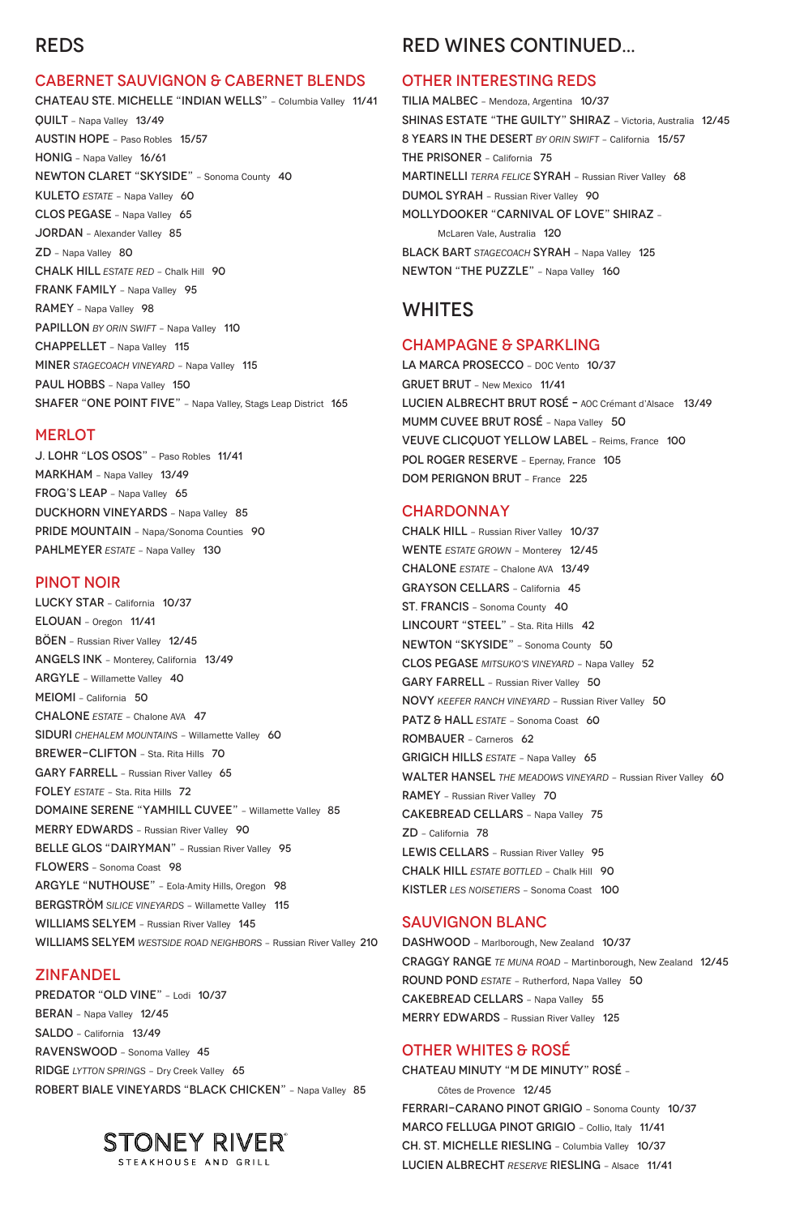# REDS

## CABERNET SAUVIGNON & CABERNET BLENDS

CHATEAU STE. MICHELLE "INDIAN WELLS" – Columbia Valley 11/41
QUILT – Napa Valley 13/49
AUSTIN HOPE – Paso Robles 15/57
HONIG – Napa Valley 16/61
NEWTON CLARET "SKYSIDE" – Sonoma County 40
KULETO *ESTATE* – Napa Valley 60
CLOS PEGASE – Napa Valley 65
JORDAN – Alexander Valley 85
ZD – Napa Valley 80
CHALK HILL *ESTATE RED* – Chalk Hill 90
FRANK FAMILY – Napa Valley 95
RAMEY – Napa Valley 98
PAPILLON *BY ORIN SWIFT* – Napa Valley 110
CHAPPELLET – Napa Valley 115
MINER *STAGECOACH VINEYARD* – Napa Valley 115
PAUL HOBBS – Napa Valley 150
SHAFER "ONE POINT FIVE" – Napa Valley, Stags Leap District 165

## MERLOT

J. LOHR "LOS OSOS" – Paso Robles 11/41
MARKHAM – Napa Valley 13/49
FROG'S LEAP – Napa Valley 65
DUCKHORN VINEYARDS – Napa Valley 85
PRIDE MOUNTAIN – Napa/Sonoma Counties 90
PAHLMEYER *ESTATE* – Napa Valley 130

## PINOT NOIR

LUCKY STAR – California 10/37
ELOUAN – Oregon 11/41
BÖEN – Russian River Valley 12/45
ANGELS INK – Monterey, California 13/49
ARGYLE – Willamette Valley 40
MEIOMI – California 50
CHALONE *ESTATE* – Chalone AVA 47
SIDURI *CHEHALEM MOUNTAINS* – Willamette Valley 60
BREWER-CLIFTON – Sta. Rita Hills 70
GARY FARRELL – Russian River Valley 65
FOLEY *ESTATE* – Sta. Rita Hills 72
DOMAINE SERENE "YAMHILL CUVEE" – Willamette Valley 85
MERRY EDWARDS – Russian River Valley 90
BELLE GLOS "DAIRYMAN" – Russian River Valley 95
FLOWERS – Sonoma Coast 98
ARGYLE "NUTHOUSE" – Eola-Amity Hills, Oregon 98
BERGSTRÖM *SILICE VINEYARDS* – Willamette Valley 115
WILLIAMS SELYEM – Russian River Valley 145
WILLIAMS SELYEM *WESTSIDE ROAD NEIGHBORS* – Russian River Valley 210

## ZINFANDEL

PREDATOR "OLD VINE" – Lodi 10/37
BERAN – Napa Valley 12/45
SALDO – California 13/49
RAVENSWOOD – Sonoma Valley 45
RIDGE *LYTTON SPRINGS* – Dry Creek Valley 65
ROBERT BIALE VINEYARDS "BLACK CHICKEN" – Napa Valley 85

STONEY RIVER
STEAKHOUSE AND GRILL

# RED WINES CONTINUED...

## OTHER INTERESTING REDS

TILIA MALBEC – Mendoza, Argentina 10/37
SHINAS ESTATE "THE GUILTY" SHIRAZ – Victoria, Australia 12/45
8 YEARS IN THE DESERT *BY ORIN SWIFT* – California 15/57
THE PRISONER – California 75
MARTINELLI *TERRA FELICE* SYRAH – Russian River Valley 68
DUMOL SYRAH – Russian River Valley 90
MOLLYDOOKER "CARNIVAL OF LOVE" SHIRAZ – McLaren Vale, Australia 120
BLACK BART *STAGECOACH* SYRAH – Napa Valley 125
NEWTON "THE PUZZLE" – Napa Valley 160

# WHITES

## CHAMPAGNE & SPARKLING

LA MARCA PROSECCO – DOC Vento 10/37
GRUET BRUT – New Mexico 11/41
LUCIEN ALBRECHT BRUT ROSÉ – AOC Crémant d'Alsace 13/49
MUMM CUVEE BRUT ROSÉ – Napa Valley 50
VEUVE CLICQUOT YELLOW LABEL – Reims, France 100
POL ROGER RESERVE – Epernay, France 105
DOM PERIGNON BRUT – France 225

## CHARDONNAY

CHALK HILL – Russian River Valley 10/37
WENTE *ESTATE GROWN* – Monterey 12/45
CHALONE *ESTATE* – Chalone AVA 13/49
GRAYSON CELLARS – California 45
ST. FRANCIS – Sonoma County 40
LINCOURT "STEEL" – Sta. Rita Hills 42
NEWTON "SKYSIDE" – Sonoma County 50
CLOS PEGASE *MITSUKO'S VINEYARD* – Napa Valley 52
GARY FARRELL – Russian River Valley 50
NOVY *KEEFER RANCH VINEYARD* – Russian River Valley 50
PATZ & HALL *ESTATE* – Sonoma Coast 60
ROMBAUER – Carneros 62
GRIGICH HILLS *ESTATE* – Napa Valley 65
WALTER HANSEL *THE MEADOWS VINEYARD* – Russian River Valley 60
RAMEY – Russian River Valley 70
CAKEBREAD CELLARS – Napa Valley 75
ZD – California 78
LEWIS CELLARS – Russian River Valley 95
CHALK HILL *ESTATE BOTTLED* – Chalk Hill 90
KISTLER *LES NOISETIERS* – Sonoma Coast 100

## SAUVIGNON BLANC

DASHWOOD – Marlborough, New Zealand 10/37
CRAGGY RANGE *TE MUNA ROAD* – Martinborough, New Zealand 12/45
ROUND POND *ESTATE* – Rutherford, Napa Valley 50
CAKEBREAD CELLARS – Napa Valley 55
MERRY EDWARDS – Russian River Valley 125

## OTHER WHITES & ROSÉ

CHATEAU MINUTY "M DE MINUTY" ROSÉ – Côtes de Provence 12/45
FERRARI-CARANO PINOT GRIGIO – Sonoma County 10/37
MARCO FELLUGA PINOT GRIGIO – Collio, Italy 11/41
CH. ST. MICHELLE RIESLING – Columbia Valley 10/37
LUCIEN ALBRECHT *RESERVE* RIESLING – Alsace 11/41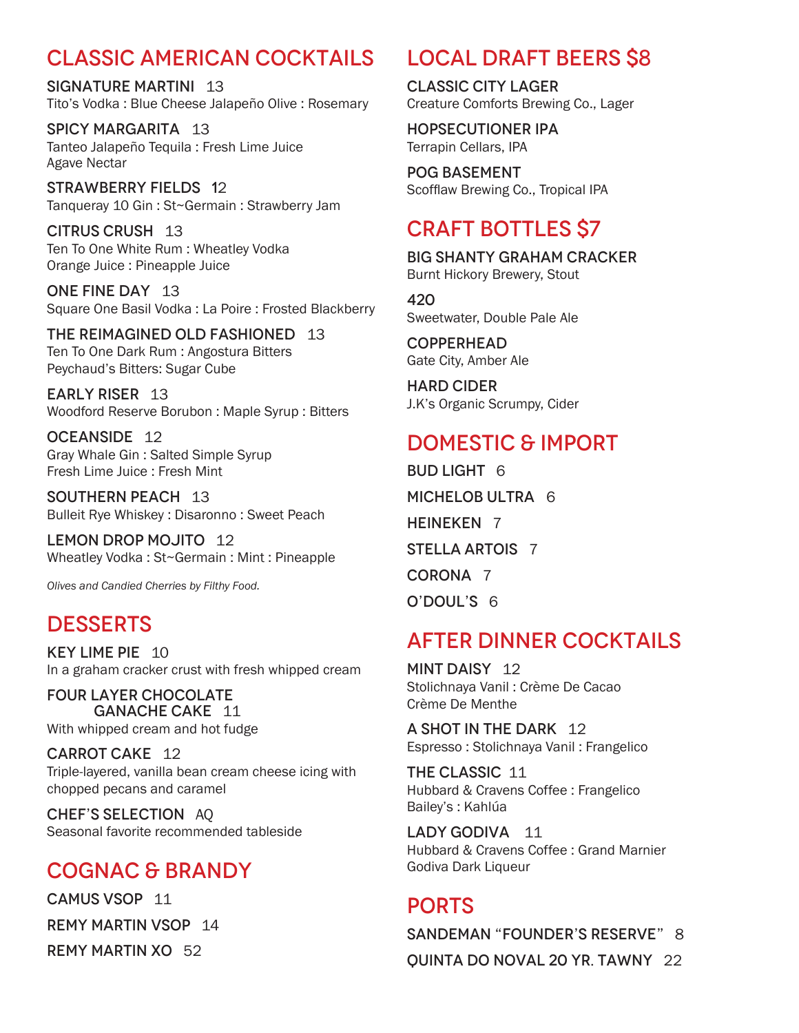## CLASSIC AMERICAN COCKTAILS

**SIGNATURE MARTINI** 13
Tito's Vodka : Blue Cheese Jalapeño Olive : Rosemary

**SPICY MARGARITA** 13
Tanteo Jalapeño Tequila : Fresh Lime Juice
Agave Nectar

**STRAWBERRY FIELDS** 12
Tanqueray 10 Gin : St~Germain : Strawberry Jam

**CITRUS CRUSH** 13
Ten To One White Rum : Wheatley Vodka
Orange Juice : Pineapple Juice

**ONE FINE DAY** 13
Square One Basil Vodka : La Poire : Frosted Blackberry

**THE REIMAGINED OLD FASHIONED** 13
Ten To One Dark Rum : Angostura Bitters
Peychaud's Bitters: Sugar Cube

**EARLY RISER** 13
Woodford Reserve Borubon : Maple Syrup : Bitters

**OCEANSIDE** 12
Gray Whale Gin : Salted Simple Syrup
Fresh Lime Juice : Fresh Mint

**SOUTHERN PEACH** 13
Bulleit Rye Whiskey : Disaronno : Sweet Peach

**LEMON DROP MOJITO** 12
Wheatley Vodka : St~Germain : Mint : Pineapple

*Olives and Candied Cherries by Filthy Food.*

## DESSERTS

**KEY LIME PIE** 10
In a graham cracker crust with fresh whipped cream

**FOUR LAYER CHOCOLATE GANACHE CAKE** 11
With whipped cream and hot fudge

**CARROT CAKE** 12
Triple-layered, vanilla bean cream cheese icing with chopped pecans and caramel

**CHEF'S SELECTION** AQ
Seasonal favorite recommended tableside

## COGNAC & BRANDY

**CAMUS VSOP** 11

**REMY MARTIN VSOP** 14

**REMY MARTIN XO** 52

## LOCAL DRAFT BEERS $8

**CLASSIC CITY LAGER**
Creature Comforts Brewing Co., Lager

**HOPSECUTIONER IPA**
Terrapin Cellars, IPA

**POG BASEMENT**
Scofflaw Brewing Co., Tropical IPA

## CRAFT BOTTLES $7

**BIG SHANTY GRAHAM CRACKER**
Burnt Hickory Brewery, Stout

**420**
Sweetwater, Double Pale Ale

**COPPERHEAD**
Gate City, Amber Ale

**HARD CIDER**
J.K's Organic Scrumpy, Cider

## DOMESTIC & IMPORT

**BUD LIGHT** 6

**MICHELOB ULTRA** 6

**HEINEKEN** 7

**STELLA ARTOIS** 7

**CORONA** 7

**O'DOUL'S** 6

## AFTER DINNER COCKTAILS

**MINT DAISY** 12
Stolichnaya Vanil : Crème De Cacao
Crème De Menthe

**A SHOT IN THE DARK** 12
Espresso : Stolichnaya Vanil : Frangelico

**THE CLASSIC** 11
Hubbard & Cravens Coffee : Frangelico
Bailey's : Kahlúa

**LADY GODIVA** 11
Hubbard & Cravens Coffee : Grand Marnier
Godiva Dark Liqueur

## PORTS

**SANDEMAN "FOUNDER'S RESERVE"** 8

**QUINTA DO NOVAL 20 YR. TAWNY** 22